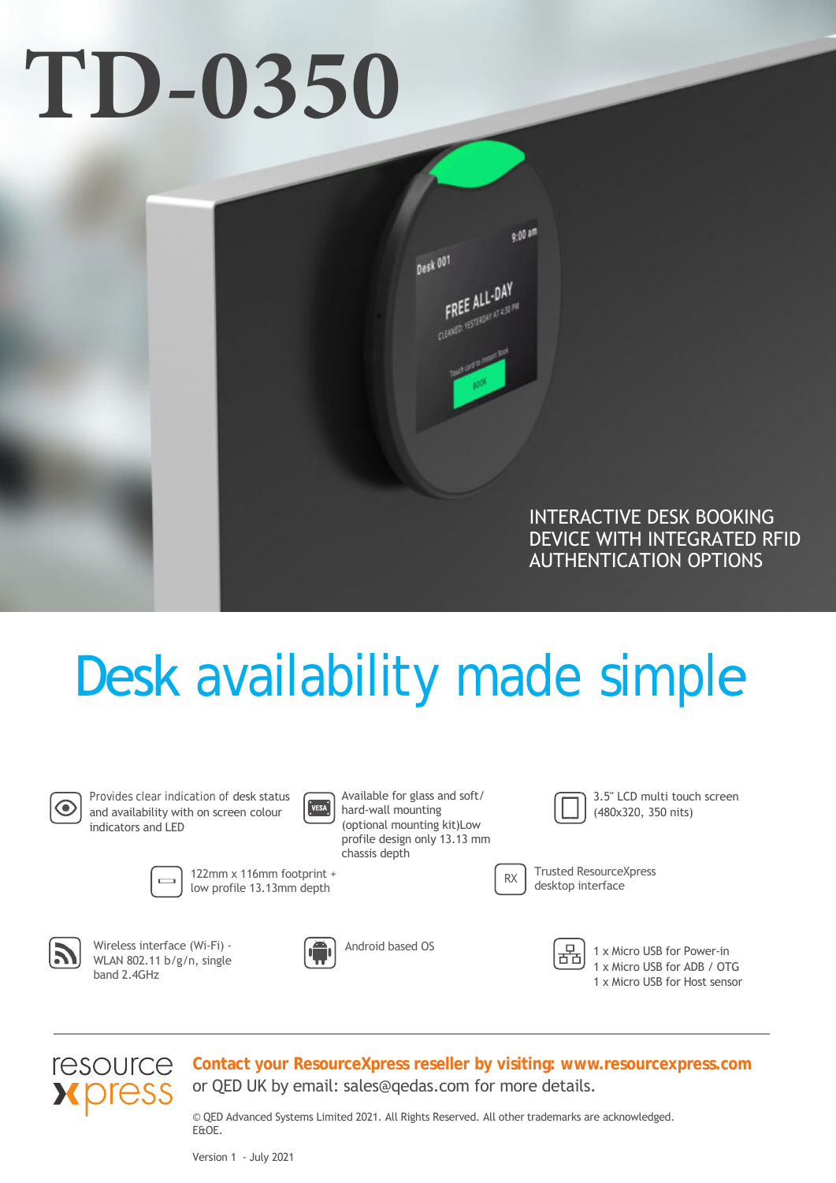# TD-0350

INTERACTIVE DESK BOOKING DEVICE WITH INTEGRATED RFID AUTHENTICATION OPTIONS

## Desk availability made simple

- Provides clear indication of desk status and availability with on screen colour indicators and LED
- Available for glass and soft/ hard-wall mounting (optional mounting kit)Low profile design only 13.13 mm chassis depth
- 3.5" LCD multi touch screen (480x320, 350 nits)
- 122mm x 116mm footprint + low profile 13.13mm depth
- Trusted ResourceXpress desktop interface
- Wireless interface (Wi-Fi) - WLAN 802.11 b/g/n, single band 2.4GHz
- Android based OS
- 1 x Micro USB for Power-in
  1 x Micro USB for ADB / OTG
  1 x Micro USB for Host sensor

---

resource xpress

**Contact your ResourceXpress reseller by visiting: www.resourcexpress.com**
or QED UK by email: sales@qedas.com for more details.

© QED Advanced Systems Limited 2021. All Rights Reserved. All other trademarks are acknowledged.
E&OE.

Version 1 - July 2021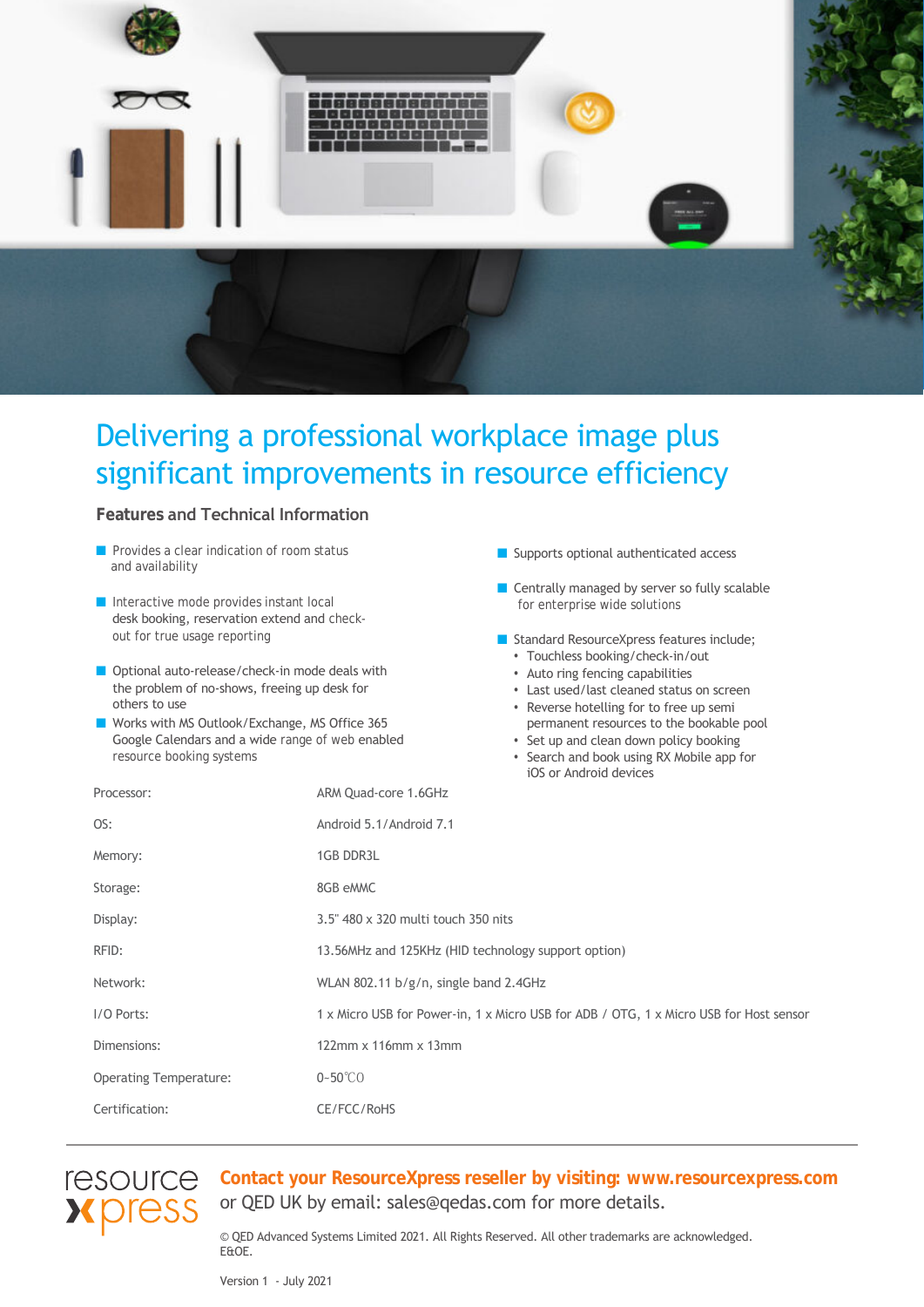# Delivering a professional workplace image plus significant improvements in resource efficiency

## Features and Technical Information

- Provides a clear indication of room status and availability
- Interactive mode provides instant local desk booking, reservation extend and check-out for true usage reporting
- Optional auto-release/check-in mode deals with the problem of no-shows, freeing up desk for others to use
- Works with MS Outlook/Exchange, MS Office 365 Google Calendars and a wide range of web enabled resource booking systems
- Supports optional authenticated access
- Centrally managed by server so fully scalable for enterprise wide solutions
- Standard ResourceXpress features include;
  - Touchless booking/check-in/out
  - Auto ring fencing capabilities
  - Last used/last cleaned status on screen
  - Reverse hotelling for to free up semi permanent resources to the bookable pool
  - Set up and clean down policy booking
  - Search and book using RX Mobile app for iOS or Android devices

| | |
|---|---|
| Processor: | ARM Quad-core 1.6GHz |
| OS: | Android 5.1/Android 7.1 |
| Memory: | 1GB DDR3L |
| Storage: | 8GB eMMC |
| Display: | 3.5" 480 x 320 multi touch 350 nits |
| RFID: | 13.56MHz and 125KHz (HID technology support option) |
| Network: | WLAN 802.11 b/g/n, single band 2.4GHz |
| I/O Ports: | 1 x Micro USB for Power-in, 1 x Micro USB for ADB / OTG, 1 x Micro USB for Host sensor |
| Dimensions: | 122mm x 116mm x 13mm |
| Operating Temperature: | 0-50℃ |
| Certification: | CE/FCC/RoHS |

resource xpress

**Contact your ResourceXpress reseller by visiting: www.resourcexpress.com**
or QED UK by email: sales@qedas.com for more details.

© QED Advanced Systems Limited 2021. All Rights Reserved. All other trademarks are acknowledged. E&OE.

Version 1 - July 2021